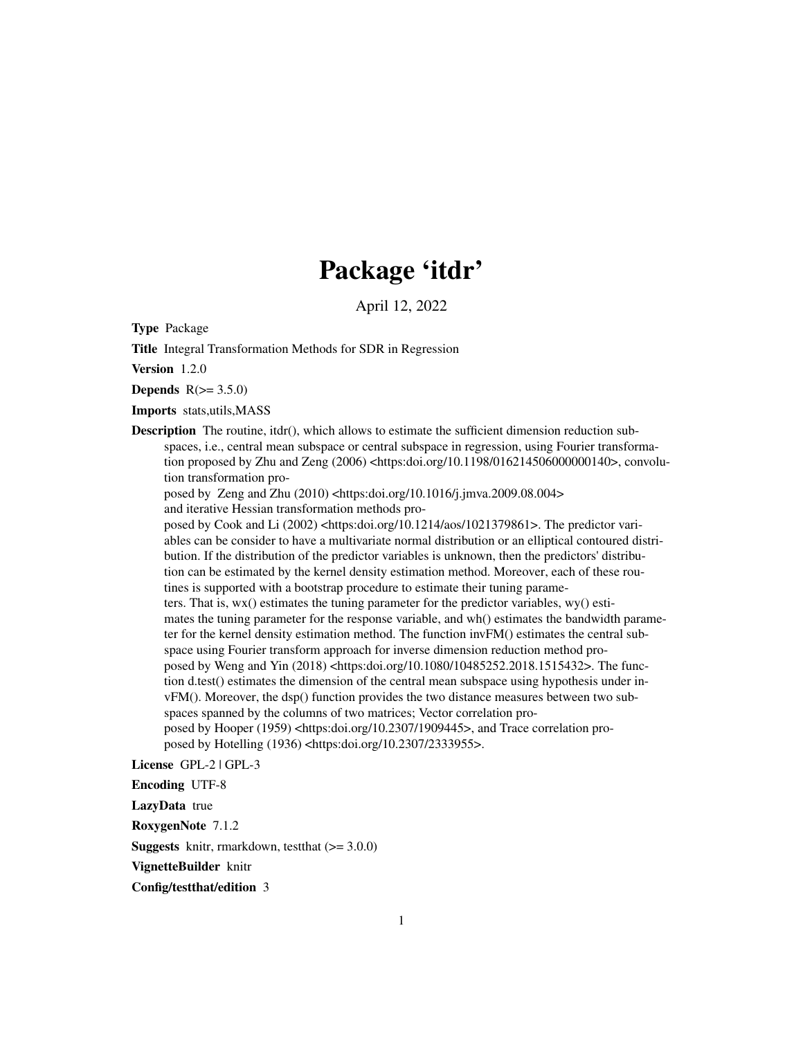# Package 'itdr'

April 12, 2022

**Type** Package

**Title** Integral Transformation Methods for SDR in Regression

**Version** 1.2.0

**Depends** R(>= 3.5.0)

**Imports** stats,utils,MASS

**Description** The routine, itdr(), which allows to estimate the sufficient dimension reduction subspaces, i.e., central mean subspace or central subspace in regression, using Fourier transformation proposed by Zhu and Zeng (2006) <https:doi.org/10.1198/016214506000000140>, convolution transformation proposed by Zeng and Zhu (2010) <https:doi.org/10.1016/j.jmva.2009.08.004> and iterative Hessian transformation methods proposed by Cook and Li (2002) <https:doi.org/10.1214/aos/1021379861>. The predictor variables can be consider to have a multivariate normal distribution or an elliptical contoured distribution. If the distribution of the predictor variables is unknown, then the predictors' distribution can be estimated by the kernel density estimation method. Moreover, each of these routines is supported with a bootstrap procedure to estimate their tuning parameters. That is, wx() estimates the tuning parameter for the predictor variables, wy() estimates the tuning parameter for the response variable, and wh() estimates the bandwidth parameter for the kernel density estimation method. The function invFM() estimates the central subspace using Fourier transform approach for inverse dimension reduction method proposed by Weng and Yin (2018) <https:doi.org/10.1080/10485252.2018.1515432>. The function d.test() estimates the dimension of the central mean subspace using hypothesis under invFM(). Moreover, the dsp() function provides the two distance measures between two subspaces spanned by the columns of two matrices; Vector correlation proposed by Hooper (1959) <https:doi.org/10.2307/1909445>, and Trace correlation proposed by Hotelling (1936) <https:doi.org/10.2307/2333955>.

**License** GPL-2 | GPL-3

**Encoding** UTF-8

**LazyData** true

**RoxygenNote** 7.1.2

**Suggests** knitr, rmarkdown, testthat (>= 3.0.0)

**VignetteBuilder** knitr

**Config/testthat/edition** 3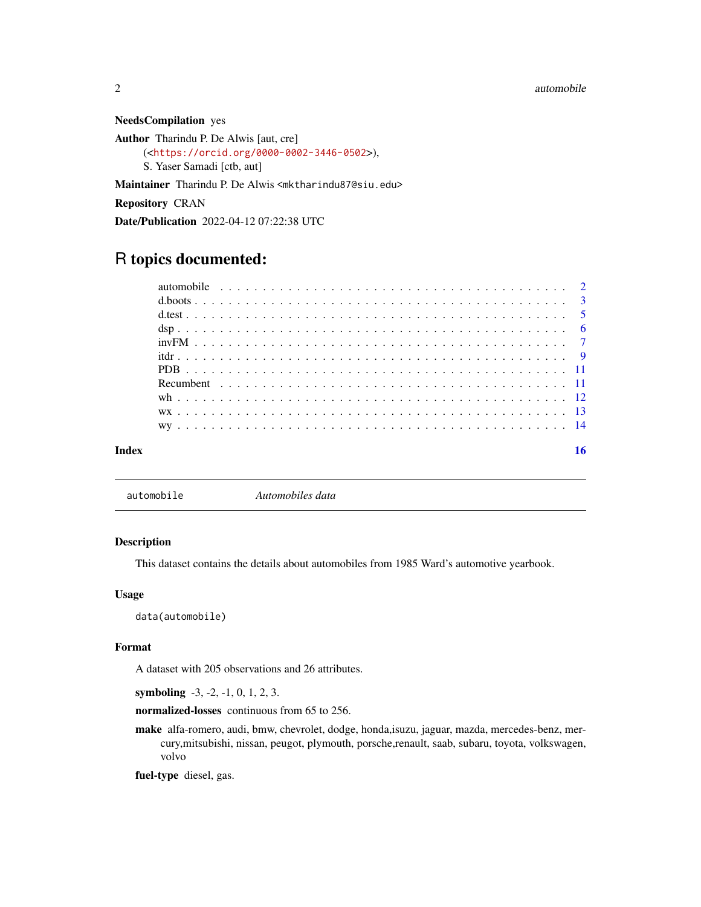**NeedsCompilation** yes

**Author** Tharindu P. De Alwis [aut, cre] (<https://orcid.org/0000-0002-3446-0502>), S. Yaser Samadi [ctb, aut]

**Maintainer** Tharindu P. De Alwis <mktharindu87@siu.edu>

**Repository** CRAN

**Date/Publication** 2022-04-12 07:22:38 UTC

# R topics documented:

| | |
|---|---|
| automobile | 2 |
| d.boots | 3 |
| d.test | 5 |
| dsp | 6 |
| invFM | 7 |
| itdr | 9 |
| PDB | 11 |
| Recumbent | 11 |
| wh | 12 |
| wx | 13 |
| wy | 14 |
| **Index** | **16** |

---

`automobile` *Automobiles data*

---

### Description

This dataset contains the details about automobiles from 1985 Ward's automotive yearbook.

### Usage

```
data(automobile)
```

### Format

A dataset with 205 observations and 26 attributes.

**symboling** -3, -2, -1, 0, 1, 2, 3.

**normalized-losses** continuous from 65 to 256.

**make** alfa-romero, audi, bmw, chevrolet, dodge, honda,isuzu, jaguar, mazda, mercedes-benz, mercury,mitsubishi, nissan, peugot, plymouth, porsche,renault, saab, subaru, toyota, volkswagen, volvo

**fuel-type** diesel, gas.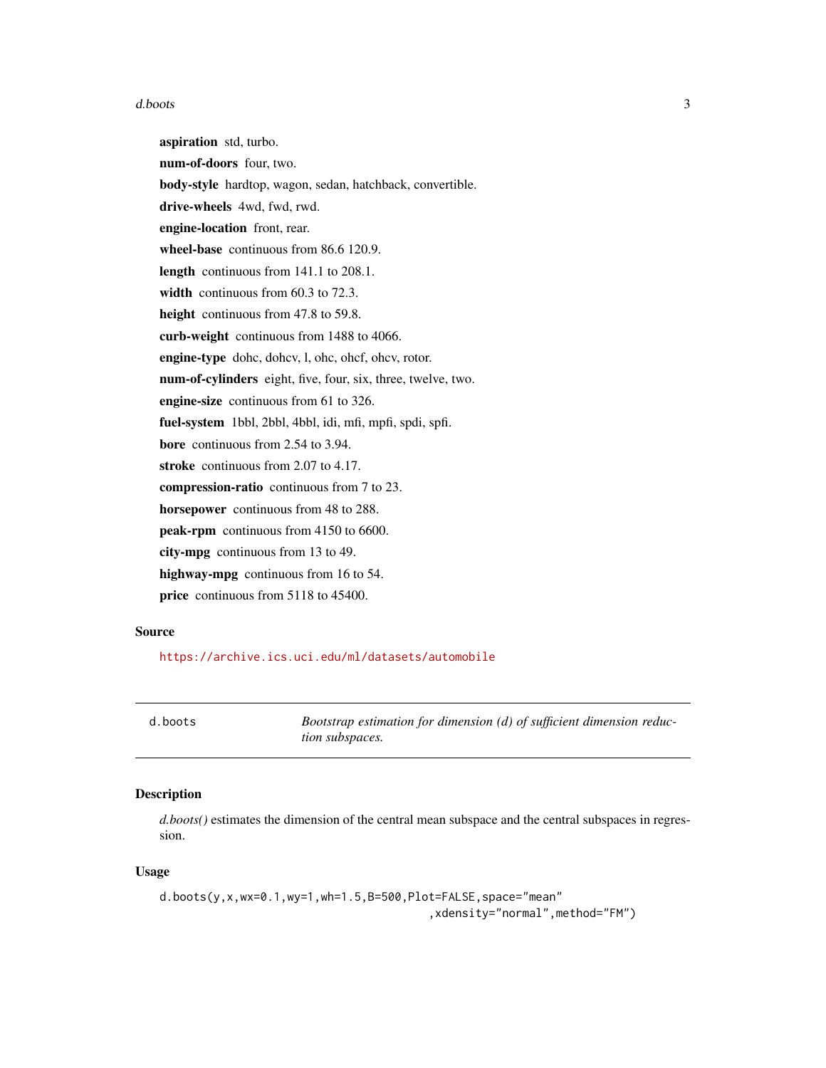**aspiration** std, turbo.

**num-of-doors** four, two.

**body-style** hardtop, wagon, sedan, hatchback, convertible.

**drive-wheels** 4wd, fwd, rwd.

**engine-location** front, rear.

**wheel-base** continuous from 86.6 120.9.

**length** continuous from 141.1 to 208.1.

**width** continuous from 60.3 to 72.3.

**height** continuous from 47.8 to 59.8.

**curb-weight** continuous from 1488 to 4066.

**engine-type** dohc, dohcv, l, ohc, ohcf, ohcv, rotor.

**num-of-cylinders** eight, five, four, six, three, twelve, two.

**engine-size** continuous from 61 to 326.

**fuel-system** 1bbl, 2bbl, 4bbl, idi, mfi, mpfi, spdi, spfi.

**bore** continuous from 2.54 to 3.94.

**stroke** continuous from 2.07 to 4.17.

**compression-ratio** continuous from 7 to 23.

**horsepower** continuous from 48 to 288.

**peak-rpm** continuous from 4150 to 6600.

**city-mpg** continuous from 13 to 49.

**highway-mpg** continuous from 16 to 54.

**price** continuous from 5118 to 45400.

## Source

https://archive.ics.uci.edu/ml/datasets/automobile

---

`d.boots` *Bootstrap estimation for dimension (d) of sufficient dimension reduction subspaces.*

---

## Description

*d.boots()* estimates the dimension of the central mean subspace and the central subspaces in regression.

## Usage

```
d.boots(y,x,wx=0.1,wy=1,wh=1.5,B=500,Plot=FALSE,space="mean"
                                        ,xdensity="normal",method="FM")
```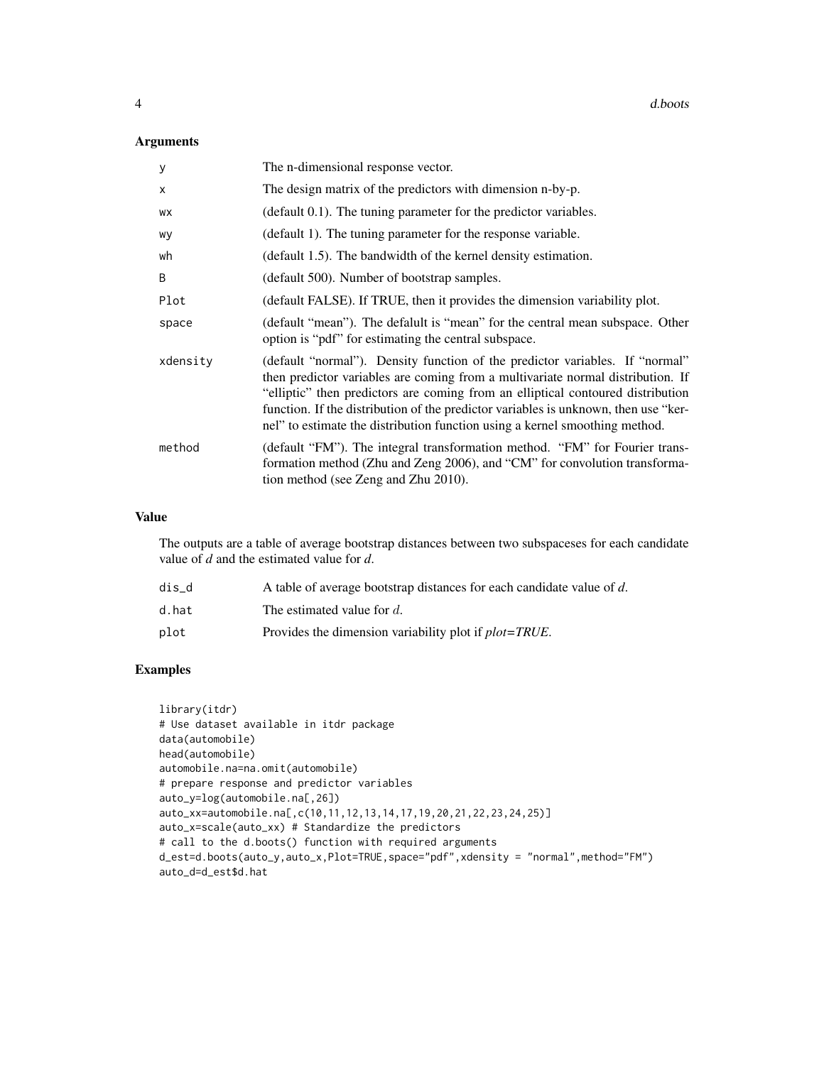### Arguments

| | |
|---|---|
| y | The n-dimensional response vector. |
| x | The design matrix of the predictors with dimension n-by-p. |
| wx | (default 0.1). The tuning parameter for the predictor variables. |
| wy | (default 1). The tuning parameter for the response variable. |
| wh | (default 1.5). The bandwidth of the kernel density estimation. |
| B | (default 500). Number of bootstrap samples. |
| Plot | (default FALSE). If TRUE, then it provides the dimension variability plot. |
| space | (default "mean"). The defalult is "mean" for the central mean subspace. Other option is "pdf" for estimating the central subspace. |
| xdensity | (default "normal"). Density function of the predictor variables. If "normal" then predictor variables are coming from a multivariate normal distribution. If "elliptic" then predictors are coming from an elliptical contoured distribution function. If the distribution of the predictor variables is unknown, then use "kernel" to estimate the distribution function using a kernel smoothing method. |
| method | (default "FM"). The integral transformation method. "FM" for Fourier transformation method (Zhu and Zeng 2006), and "CM" for convolution transformation method (see Zeng and Zhu 2010). |

### Value

The outputs are a table of average bootstrap distances between two subspaceses for each candidate value of *d* and the estimated value for *d*.

| | |
|---|---|
| dis_d | A table of average bootstrap distances for each candidate value of *d*. |
| d.hat | The estimated value for $d$. |
| plot | Provides the dimension variability plot if *plot=TRUE*. |

### Examples

```
library(itdr)
# Use dataset available in itdr package
data(automobile)
head(automobile)
automobile.na=na.omit(automobile)
# prepare response and predictor variables
auto_y=log(automobile.na[,26])
auto_xx=automobile.na[,c(10,11,12,13,14,17,19,20,21,22,23,24,25)]
auto_x=scale(auto_xx) # Standardize the predictors
# call to the d.boots() function with required arguments
d_est=d.boots(auto_y,auto_x,Plot=TRUE,space="pdf",xdensity = "normal",method="FM")
auto_d=d_est$d.hat
```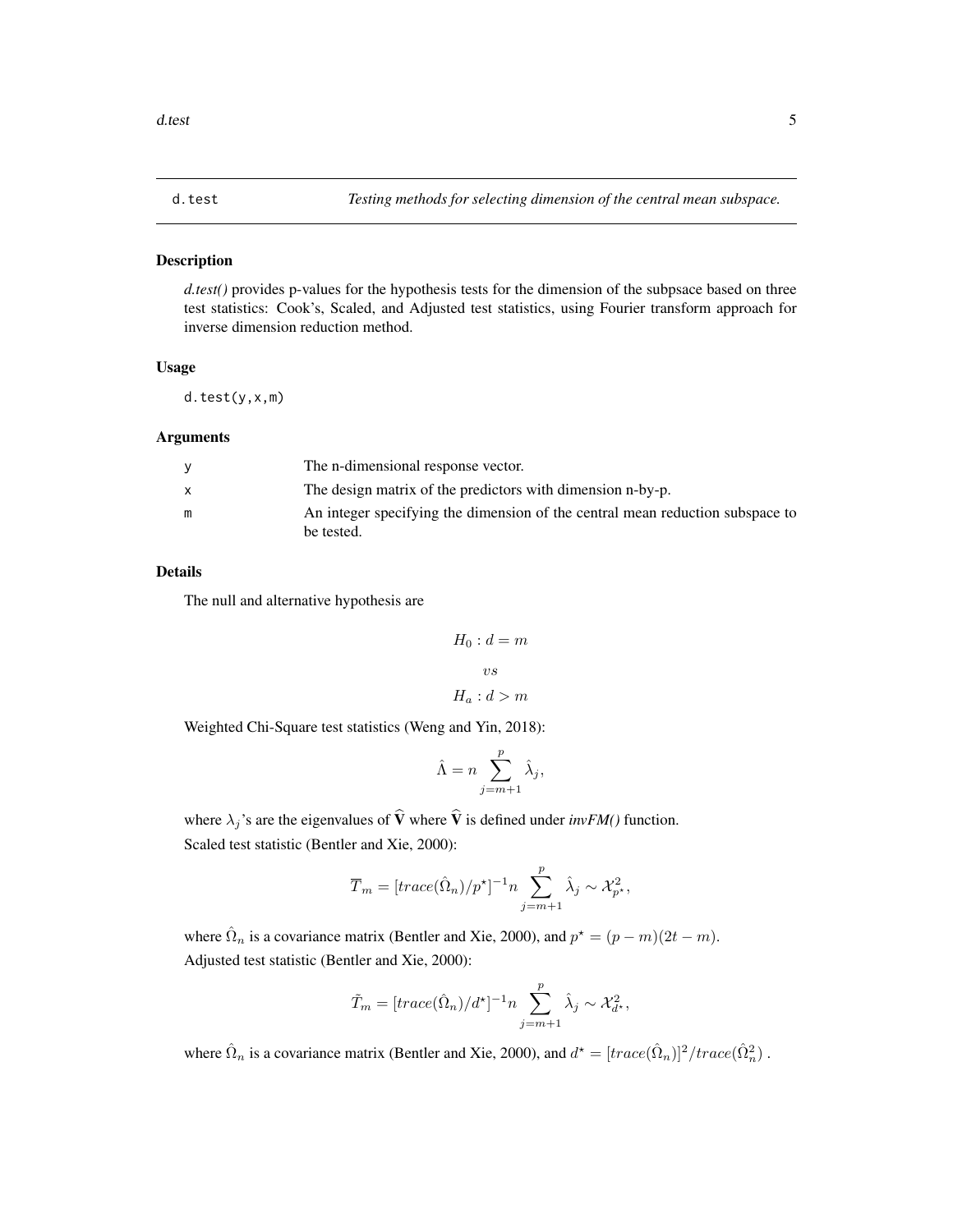d.test — *Testing methods for selecting dimension of the central mean subspace.*

## Description

*d.test()* provides p-values for the hypothesis tests for the dimension of the subpsace based on three test statistics: Cook's, Scaled, and Adjusted test statistics, using Fourier transform approach for inverse dimension reduction method.

## Usage

```
d.test(y,x,m)
```

## Arguments

| | |
|---|---|
| y | The n-dimensional response vector. |
| x | The design matrix of the predictors with dimension n-by-p. |
| m | An integer specifying the dimension of the central mean reduction subspace to be tested. |

## Details

The null and alternative hypothesis are

$$H_0 : d = m$$

$$vs$$

$$H_a : d > m$$

Weighted Chi-Square test statistics (Weng and Yin, 2018):

$$\hat{\Lambda} = n \sum_{j=m+1}^{p} \hat{\lambda}_j,$$

where $\lambda_j$'s are the eigenvalues of $\widehat{\mathbf{V}}$ where $\widehat{\mathbf{V}}$ is defined under *invFM()* function.

Scaled test statistic (Bentler and Xie, 2000):

$$\overline{T}_m = [trace(\hat{\Omega}_n)/p^\star]^{-1} n \sum_{j=m+1}^{p} \hat{\lambda}_j \sim \mathcal{X}^2_{p^\star},$$

where $\hat{\Omega}_n$ is a covariance matrix (Bentler and Xie, 2000), and $p^\star = (p - m)(2t - m)$.

Adjusted test statistic (Bentler and Xie, 2000):

$$\tilde{T}_m = [trace(\hat{\Omega}_n)/d^\star]^{-1} n \sum_{j=m+1}^{p} \hat{\lambda}_j \sim \mathcal{X}^2_{d^\star},$$

where $\hat{\Omega}_n$ is a covariance matrix (Bentler and Xie, 2000), and $d^\star = [trace(\hat{\Omega}_n)]^2/trace(\hat{\Omega}_n^2)$ .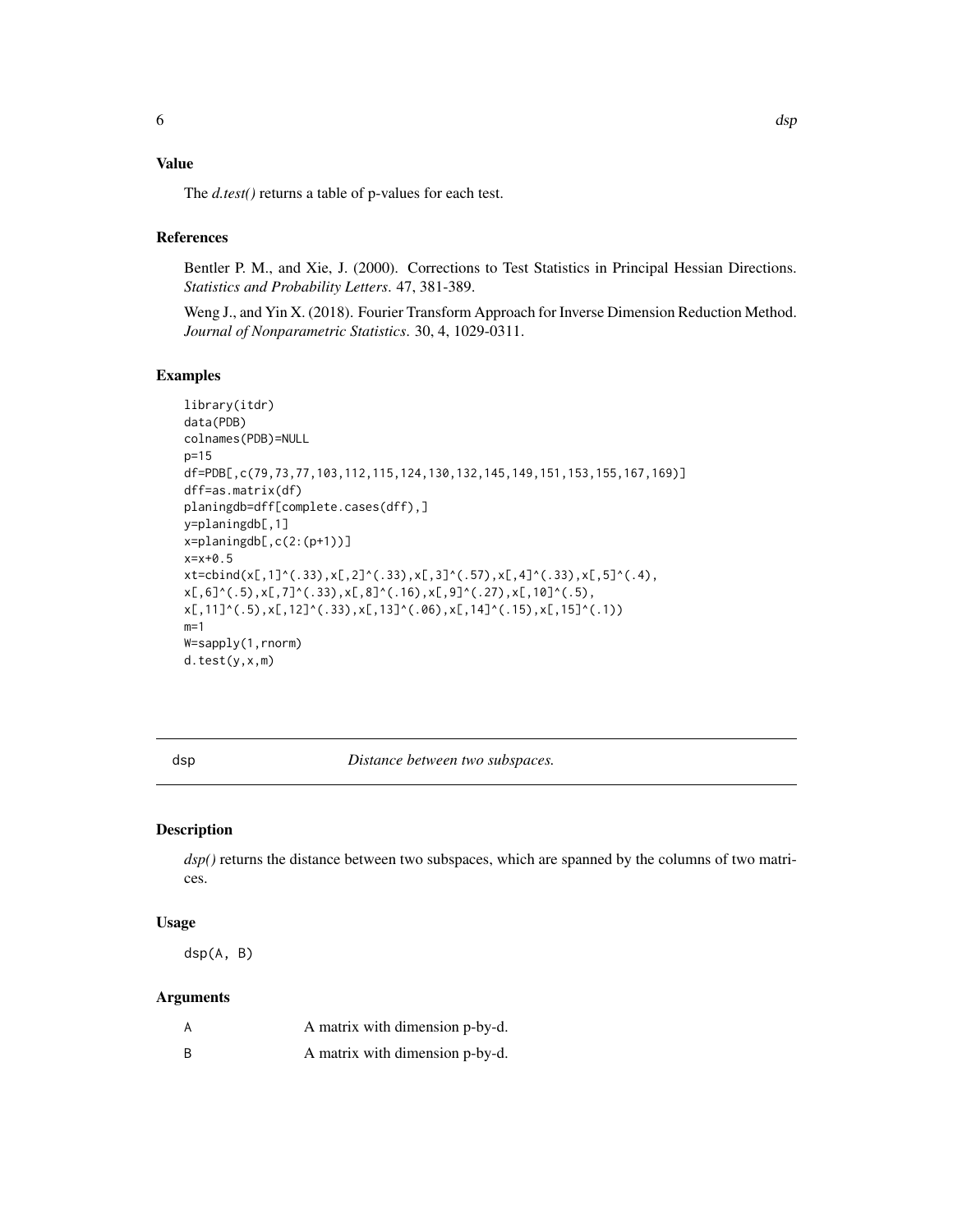### Value

The *d.test()* returns a table of p-values for each test.

### References

Bentler P. M., and Xie, J. (2000). Corrections to Test Statistics in Principal Hessian Directions. *Statistics and Probability Letters*. 47, 381-389.

Weng J., and Yin X. (2018). Fourier Transform Approach for Inverse Dimension Reduction Method. *Journal of Nonparametric Statistics*. 30, 4, 1029-0311.

### Examples

```
library(itdr)
data(PDB)
colnames(PDB)=NULL
p=15
df=PDB[,c(79,73,77,103,112,115,124,130,132,145,149,151,153,155,167,169)]
dff=as.matrix(df)
planingdb=dff[complete.cases(dff),]
y=planingdb[,1]
x=planingdb[,c(2:(p+1))]
x=x+0.5
xt=cbind(x[,1]^(.33),x[,2]^(.33),x[,3]^(.57),x[,4]^(.33),x[,5]^(.4),
x[,6]^(.5),x[,7]^(.33),x[,8]^(.16),x[,9]^(.27),x[,10]^(.5),
x[,11]^(.5),x[,12]^(.33),x[,13]^(.06),x[,14]^(.15),x[,15]^(.1))
m=1
W=sapply(1,rnorm)
d.test(y,x,m)
```

---

## dsp — *Distance between two subspaces.*

### Description

*dsp()* returns the distance between two subspaces, which are spanned by the columns of two matrices.

### Usage

```
dsp(A, B)
```

### Arguments

| | |
|---|---|
| A | A matrix with dimension p-by-d. |
| B | A matrix with dimension p-by-d. |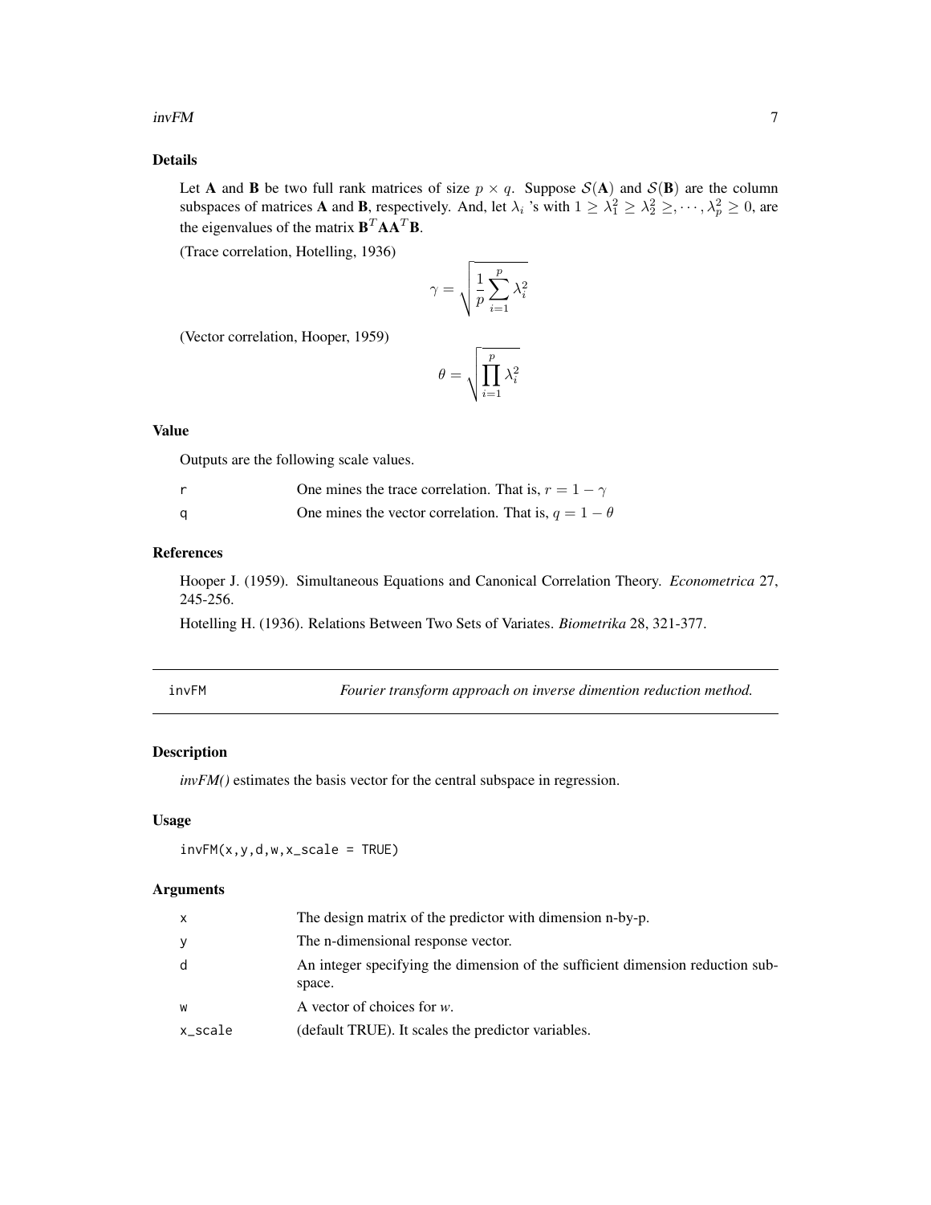### Details

Let $\mathbf{A}$ and $\mathbf{B}$ be two full rank matrices of size $p \times q$. Suppose $\mathcal{S}(\mathbf{A})$ and $\mathcal{S}(\mathbf{B})$ are the column subspaces of matrices $\mathbf{A}$ and $\mathbf{B}$, respectively. And, let $\lambda_i$ 's with $1 \geq \lambda_1^2 \geq \lambda_2^2 \geq, \cdots, \lambda_p^2 \geq 0$, are the eigenvalues of the matrix $\mathbf{B}^T\mathbf{A}\mathbf{A}^T\mathbf{B}$.

(Trace correlation, Hotelling, 1936)

$$\gamma = \sqrt{\frac{1}{p}\sum_{i=1}^{p}\lambda_i^2}$$

(Vector correlation, Hooper, 1959)

$$\theta = \sqrt{\prod_{i=1}^{p}\lambda_i^2}$$

### Value

Outputs are the following scale values.

| | |
|---|---|
| r | One mines the trace correlation. That is, $r = 1 - \gamma$ |
| q | One mines the vector correlation. That is, $q = 1 - \theta$ |

### References

Hooper J. (1959). Simultaneous Equations and Canonical Correlation Theory. *Econometrica* 27, 245-256.

Hotelling H. (1936). Relations Between Two Sets of Variates. *Biometrika* 28, 321-377.

---

## invFM — *Fourier transform approach on inverse dimention reduction method.*

### Description

*invFM()* estimates the basis vector for the central subspace in regression.

### Usage

```
invFM(x,y,d,w,x_scale = TRUE)
```

### Arguments

| | |
|---|---|
| x | The design matrix of the predictor with dimension n-by-p. |
| y | The n-dimensional response vector. |
| d | An integer specifying the dimension of the sufficient dimension reduction subspace. |
| w | A vector of choices for *w*. |
| x_scale | (default TRUE). It scales the predictor variables. |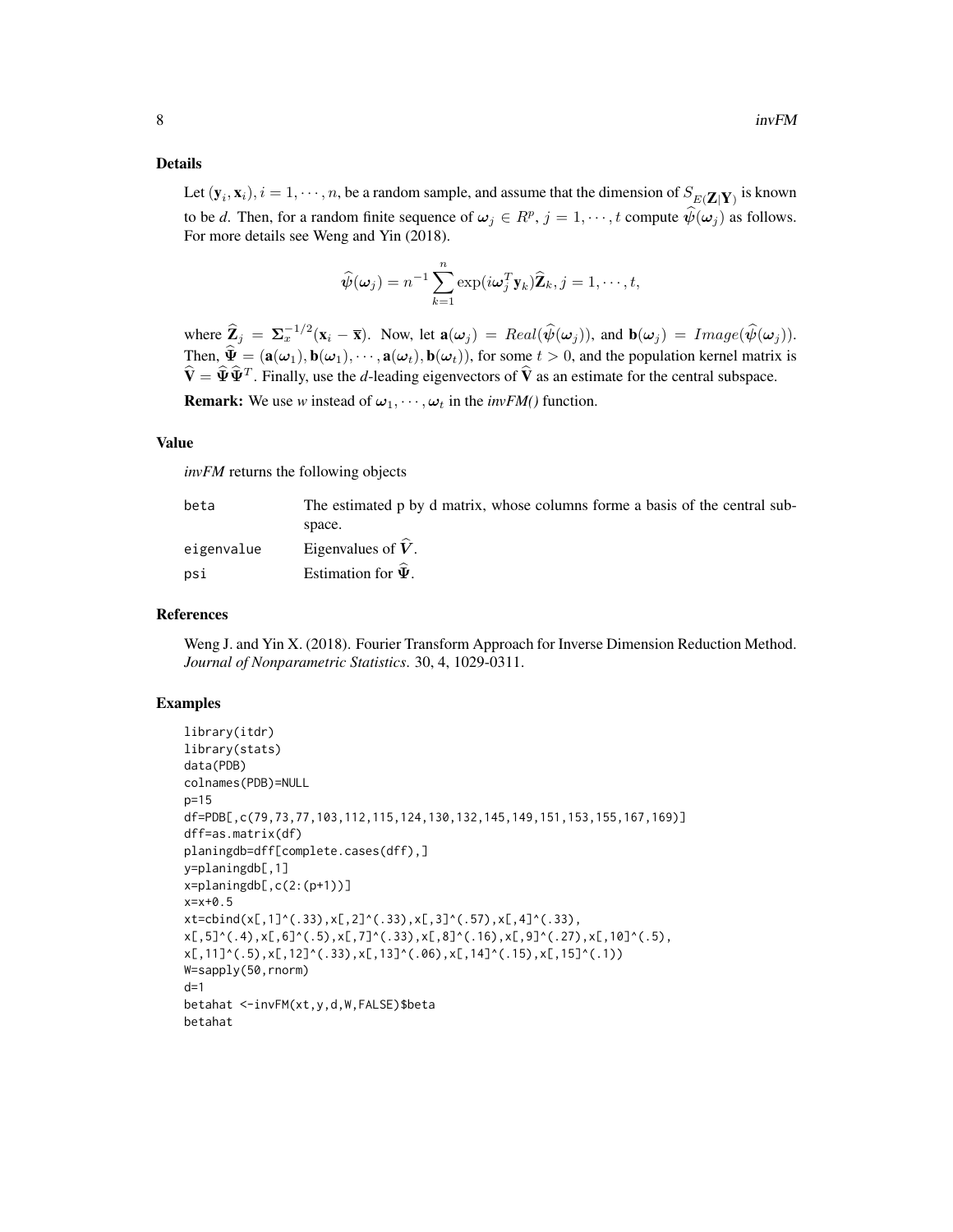### Details

Let $(\mathbf{y}_i, \mathbf{x}_i), i = 1, \cdots, n$, be a random sample, and assume that the dimension of $S_{E(\mathbf{Z}|\mathbf{Y})}$ is known to be *d*. Then, for a random finite sequence of $\boldsymbol{\omega}_j \in R^p$, $j = 1, \cdots, t$ compute $\widehat{\psi}(\boldsymbol{\omega}_j)$ as follows. For more details see Weng and Yin (2018).

$$\widehat{\boldsymbol{\psi}}(\boldsymbol{\omega}_j) = n^{-1} \sum_{k=1}^{n} \exp(i\boldsymbol{\omega}_j^T \mathbf{y}_k)\widehat{\mathbf{Z}}_k, j = 1, \cdots, t,$$

where $\widehat{\mathbf{Z}}_j = \boldsymbol{\Sigma}_x^{-1/2}(\mathbf{x}_i - \overline{\mathbf{x}})$. Now, let $\mathbf{a}(\boldsymbol{\omega}_j) = Real(\widehat{\boldsymbol{\psi}}(\boldsymbol{\omega}_j))$, and $\mathbf{b}(\boldsymbol{\omega}_j) = Image(\widehat{\boldsymbol{\psi}}(\boldsymbol{\omega}_j))$. Then, $\widehat{\boldsymbol{\Psi}} = (\mathbf{a}(\boldsymbol{\omega}_1), \mathbf{b}(\boldsymbol{\omega}_1), \cdots, \mathbf{a}(\boldsymbol{\omega}_t), \mathbf{b}(\boldsymbol{\omega}_t))$, for some $t > 0$, and the population kernel matrix is $\widehat{\mathbf{V}} = \widehat{\boldsymbol{\Psi}}\widehat{\boldsymbol{\Psi}}^T$. Finally, use the *d*-leading eigenvectors of $\widehat{\mathbf{V}}$ as an estimate for the central subspace.

**Remark:** We use *w* instead of $\boldsymbol{\omega}_1, \cdots, \boldsymbol{\omega}_t$ in the *invFM()* function.

### Value

*invFM* returns the following objects

| | |
|---|---|
| beta | The estimated p by d matrix, whose columns forme a basis of the central subspace. |
| eigenvalue | Eigenvalues of $\widehat{\boldsymbol{V}}$. |
| psi | Estimation for $\widehat{\boldsymbol{\Psi}}$. |

### References

Weng J. and Yin X. (2018). Fourier Transform Approach for Inverse Dimension Reduction Method. *Journal of Nonparametric Statistics*. 30, 4, 1029-0311.

### Examples

```
library(itdr)
library(stats)
data(PDB)
colnames(PDB)=NULL
p=15
df=PDB[,c(79,73,77,103,112,115,124,130,132,145,149,151,153,155,167,169)]
dff=as.matrix(df)
planingdb=dff[complete.cases(dff),]
y=planingdb[,1]
x=planingdb[,c(2:(p+1))]
x=x+0.5
xt=cbind(x[,1]^(.33),x[,2]^(.33),x[,3]^(.57),x[,4]^(.33),
x[,5]^(.4),x[,6]^(.5),x[,7]^(.33),x[,8]^(.16),x[,9]^(.27),x[,10]^(.5),
x[,11]^(.5),x[,12]^(.33),x[,13]^(.06),x[,14]^(.15),x[,15]^(.1))
W=sapply(50,rnorm)
d=1
betahat <-invFM(xt,y,d,W,FALSE)$beta
betahat
```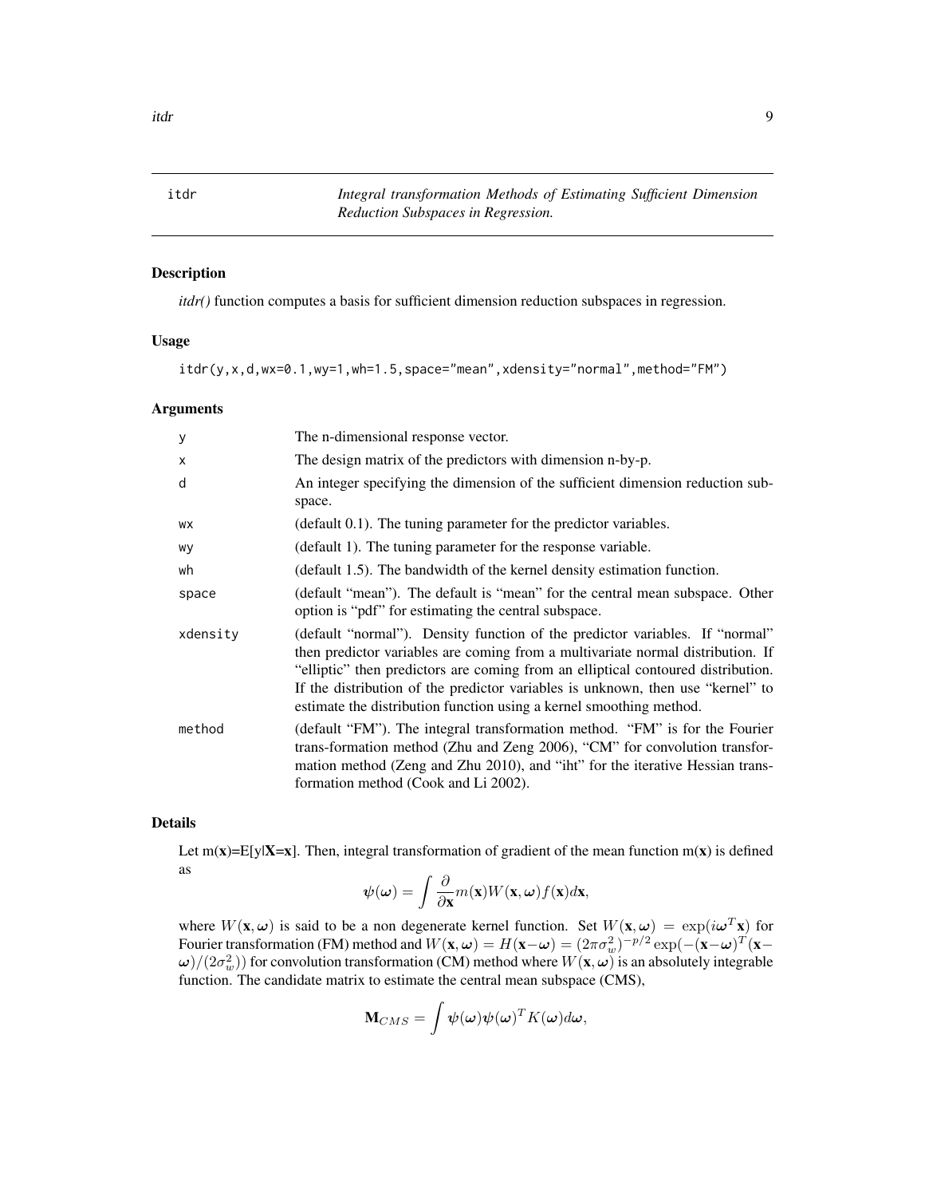## itdr — *Integral transformation Methods of Estimating Sufficient Dimension Reduction Subspaces in Regression.*

### Description

*itdr()* function computes a basis for sufficient dimension reduction subspaces in regression.

### Usage

```
itdr(y,x,d,wx=0.1,wy=1,wh=1.5,space="mean",xdensity="normal",method="FM")
```

### Arguments

| | |
|---|---|
| y | The n-dimensional response vector. |
| x | The design matrix of the predictors with dimension n-by-p. |
| d | An integer specifying the dimension of the sufficient dimension reduction subspace. |
| wx | (default 0.1). The tuning parameter for the predictor variables. |
| wy | (default 1). The tuning parameter for the response variable. |
| wh | (default 1.5). The bandwidth of the kernel density estimation function. |
| space | (default "mean"). The default is "mean" for the central mean subspace. Other option is "pdf" for estimating the central subspace. |
| xdensity | (default "normal"). Density function of the predictor variables. If "normal" then predictor variables are coming from a multivariate normal distribution. If "elliptic" then predictors are coming from an elliptical contoured distribution. If the distribution of the predictor variables is unknown, then use "kernel" to estimate the distribution function using a kernel smoothing method. |
| method | (default "FM"). The integral transformation method. "FM" is for the Fourier trans-formation method (Zhu and Zeng 2006), "CM" for convolution transformation method (Zeng and Zhu 2010), and "iht" for the iterative Hessian transformation method (Cook and Li 2002). |

### Details

Let m(**x**)=E[y|**X=x**]. Then, integral transformation of gradient of the mean function m(**x**) is defined as

$$\boldsymbol{\psi}(\boldsymbol{\omega}) = \int \frac{\partial}{\partial \mathbf{x}} m(\mathbf{x}) W(\mathbf{x}, \boldsymbol{\omega}) f(\mathbf{x}) d\mathbf{x},$$

where $W(\mathbf{x}, \boldsymbol{\omega})$ is said to be a non degenerate kernel function. Set $W(\mathbf{x}, \boldsymbol{\omega}) = \exp(i\boldsymbol{\omega}^T \mathbf{x})$ for Fourier transformation (FM) method and $W(\mathbf{x}, \boldsymbol{\omega}) = H(\mathbf{x} - \boldsymbol{\omega}) = (2\pi\sigma_w^2)^{-p/2} \exp(-(\mathbf{x} - \boldsymbol{\omega})^T (\mathbf{x} - \boldsymbol{\omega})/(2\sigma_w^2))$ for convolution transformation (CM) method where $W(\mathbf{x}, \boldsymbol{\omega})$ is an absolutely integrable function. The candidate matrix to estimate the central mean subspace (CMS),

$$\mathbf{M}_{CMS} = \int \boldsymbol{\psi}(\boldsymbol{\omega}) \boldsymbol{\psi}(\boldsymbol{\omega})^T K(\boldsymbol{\omega}) d\boldsymbol{\omega},$$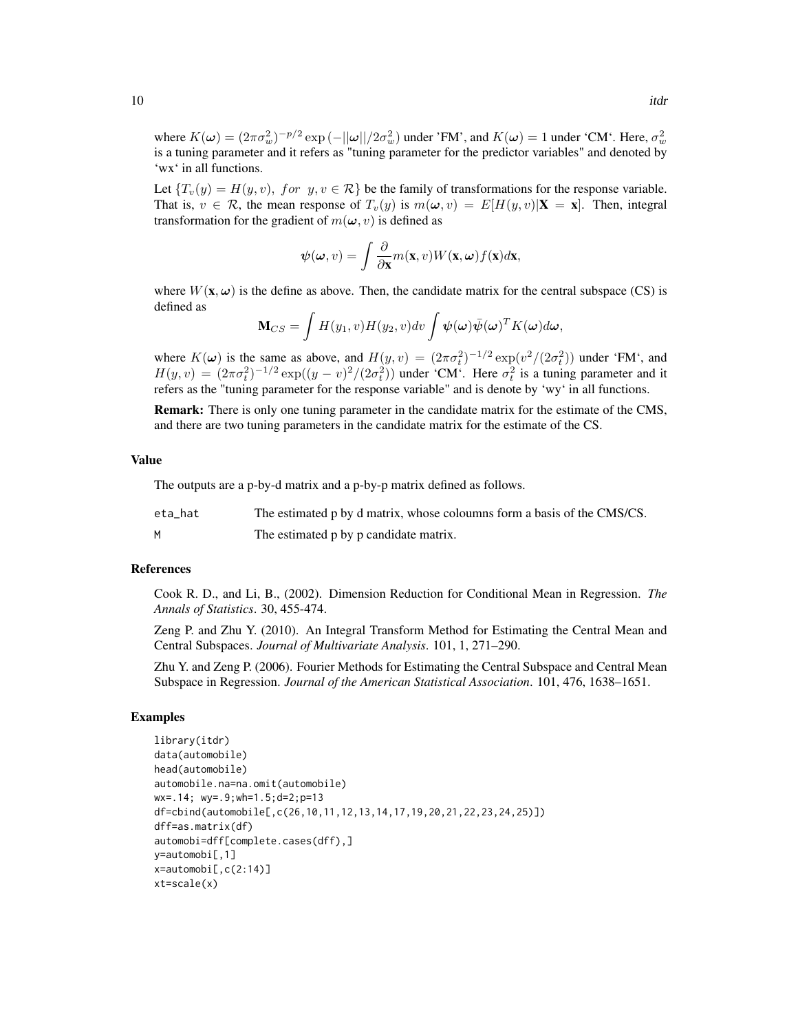where $K(\boldsymbol{\omega}) = (2\pi\sigma_w^2)^{-p/2}\exp\left(-||\boldsymbol{\omega}||/2\sigma_w^2\right)$ under 'FM', and $K(\boldsymbol{\omega}) = 1$ under 'CM'. Here, $\sigma_w^2$ is a tuning parameter and it refers as "tuning parameter for the predictor variables" and denoted by 'wx' in all functions.

Let $\{T_v(y) = H(y, v),\ for\ \ y, v \in \mathcal{R}\}$ be the family of transformations for the response variable. That is, $v \in \mathcal{R}$, the mean response of $T_v(y)$ is $m(\boldsymbol{\omega}, v) = E[H(y, v)|\mathbf{X} = \mathbf{x}]$. Then, integral transformation for the gradient of $m(\boldsymbol{\omega}, v)$ is defined as

$$\boldsymbol{\psi}(\boldsymbol{\omega}, v) = \int \frac{\partial}{\partial \mathbf{x}} m(\mathbf{x}, v) W(\mathbf{x}, \boldsymbol{\omega}) f(\mathbf{x}) d\mathbf{x},$$

where $W(\mathbf{x}, \boldsymbol{\omega})$ is the define as above. Then, the candidate matrix for the central subspace (CS) is defined as

$$\mathbf{M}_{CS} = \int H(y_1, v)H(y_2, v)dv \int \boldsymbol{\psi}(\boldsymbol{\omega})\bar{\psi}(\boldsymbol{\omega})^T K(\boldsymbol{\omega})d\boldsymbol{\omega},$$

where $K(\boldsymbol{\omega})$ is the same as above, and $H(y, v) = (2\pi\sigma_t^2)^{-1/2}\exp(v^2/(2\sigma_t^2))$ under 'FM', and $H(y, v) = (2\pi\sigma_t^2)^{-1/2}\exp((y - v)^2/(2\sigma_t^2))$ under 'CM'. Here $\sigma_t^2$ is a tuning parameter and it refers as the "tuning parameter for the response variable" and is denote by 'wy' in all functions.

**Remark:** There is only one tuning parameter in the candidate matrix for the estimate of the CMS, and there are two tuning parameters in the candidate matrix for the estimate of the CS.

### Value

The outputs are a p-by-d matrix and a p-by-p matrix defined as follows.

| | |
|---|---|
| eta_hat | The estimated p by d matrix, whose coloumns form a basis of the CMS/CS. |
| M | The estimated p by p candidate matrix. |

### References

Cook R. D., and Li, B., (2002). Dimension Reduction for Conditional Mean in Regression. *The Annals of Statistics*. 30, 455-474.

Zeng P. and Zhu Y. (2010). An Integral Transform Method for Estimating the Central Mean and Central Subspaces. *Journal of Multivariate Analysis*. 101, 1, 271–290.

Zhu Y. and Zeng P. (2006). Fourier Methods for Estimating the Central Subspace and Central Mean Subspace in Regression. *Journal of the American Statistical Association*. 101, 476, 1638–1651.

### Examples

```
library(itdr)
data(automobile)
head(automobile)
automobile.na=na.omit(automobile)
wx=.14; wy=.9;wh=1.5;d=2;p=13
df=cbind(automobile[,c(26,10,11,12,13,14,17,19,20,21,22,23,24,25)])
dff=as.matrix(df)
automobi=dff[complete.cases(dff),]
y=automobi[,1]
x=automobi[,c(2:14)]
xt=scale(x)
```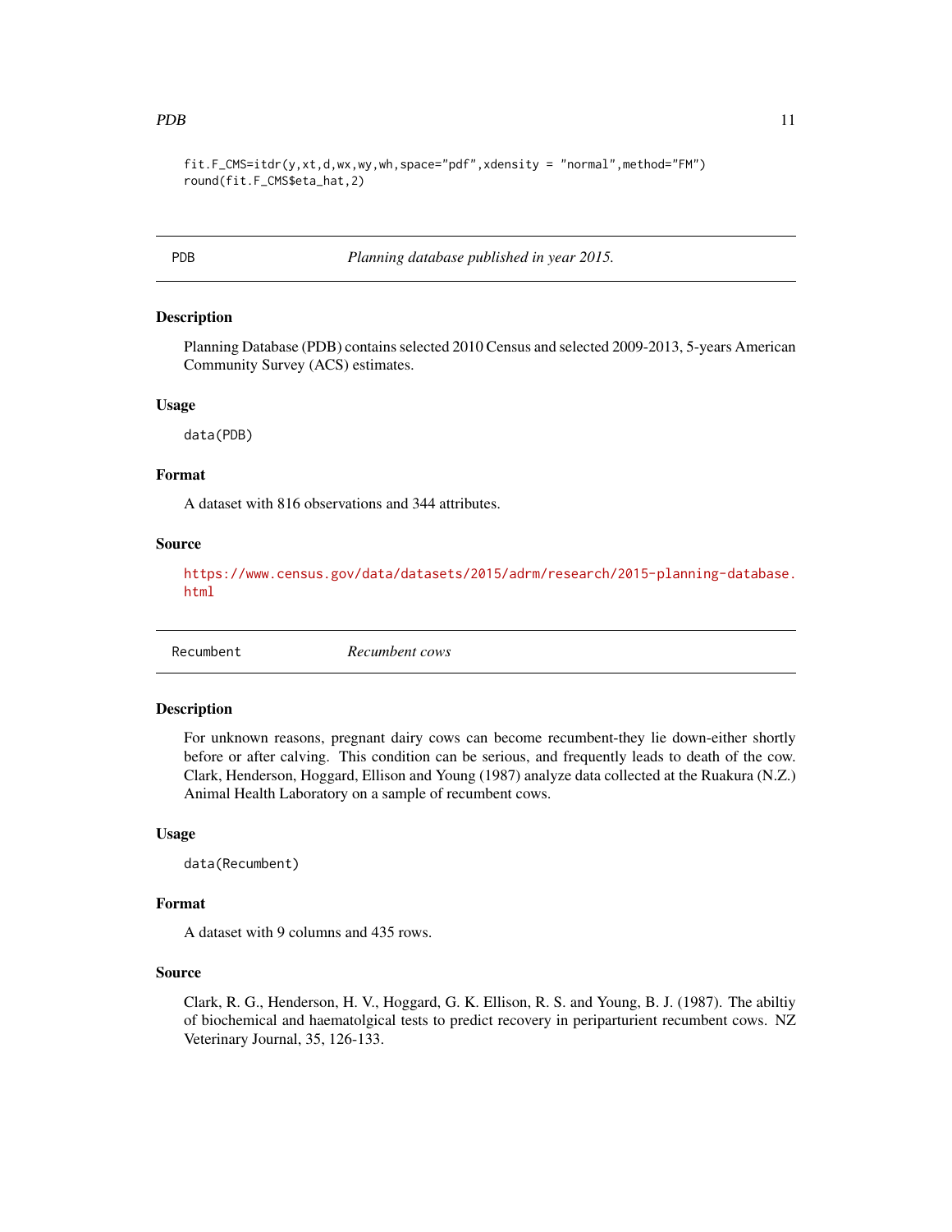```
fit.F_CMS=itdr(y,xt,d,wx,wy,wh,space="pdf",xdensity = "normal",method="FM")
round(fit.F_CMS$eta_hat,2)
```

## PDB — *Planning database published in year 2015.*

### Description

Planning Database (PDB) contains selected 2010 Census and selected 2009-2013, 5-years American Community Survey (ACS) estimates.

### Usage

```
data(PDB)
```

### Format

A dataset with 816 observations and 344 attributes.

### Source

https://www.census.gov/data/datasets/2015/adrm/research/2015-planning-database.html

## Recumbent — *Recumbent cows*

### Description

For unknown reasons, pregnant dairy cows can become recumbent-they lie down-either shortly before or after calving. This condition can be serious, and frequently leads to death of the cow. Clark, Henderson, Hoggard, Ellison and Young (1987) analyze data collected at the Ruakura (N.Z.) Animal Health Laboratory on a sample of recumbent cows.

### Usage

```
data(Recumbent)
```

### Format

A dataset with 9 columns and 435 rows.

### Source

Clark, R. G., Henderson, H. V., Hoggard, G. K. Ellison, R. S. and Young, B. J. (1987). The abiltiy of biochemical and haematolgical tests to predict recovery in periparturient recumbent cows. NZ Veterinary Journal, 35, 126-133.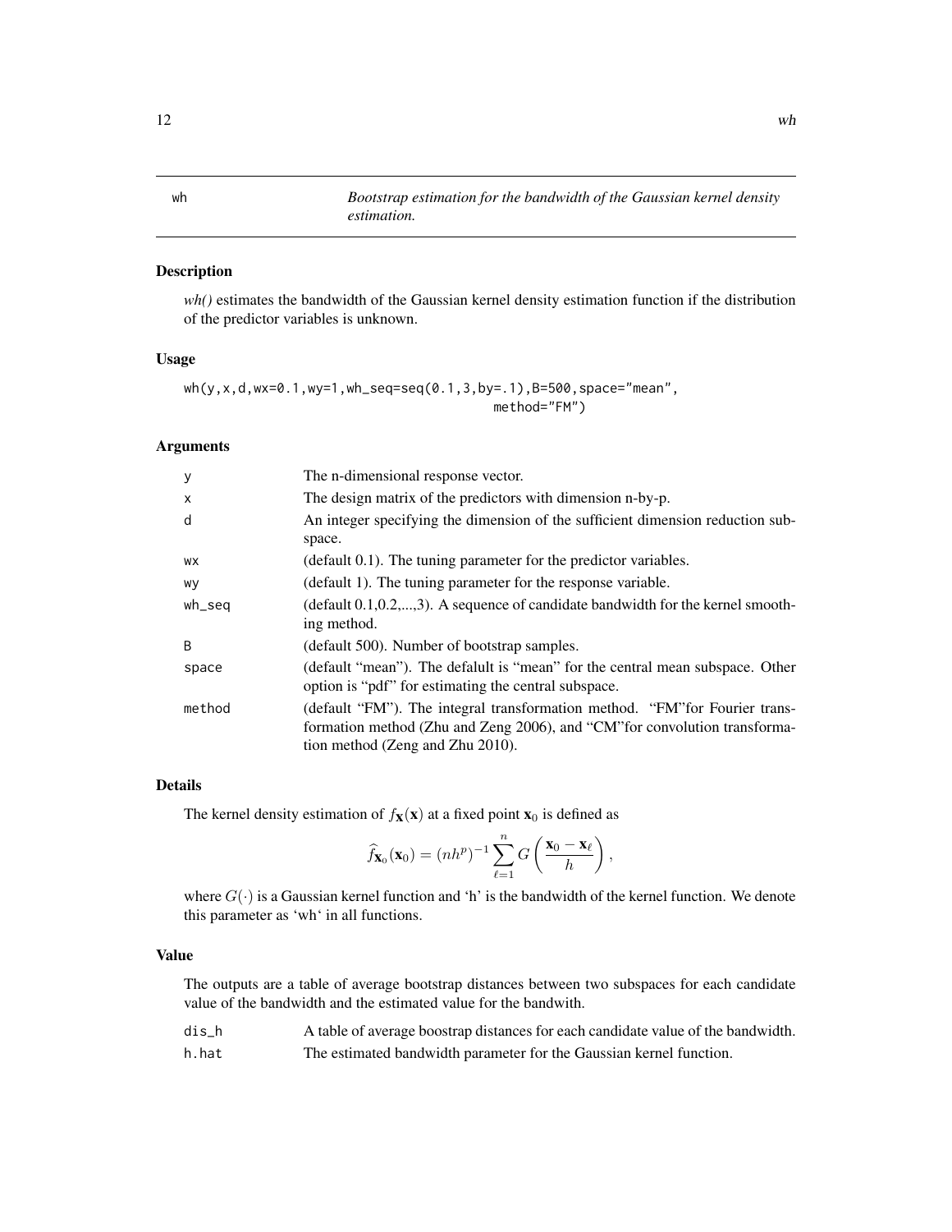# wh

*Bootstrap estimation for the bandwidth of the Gaussian kernel density estimation.*

### Description

*wh()* estimates the bandwidth of the Gaussian kernel density estimation function if the distribution of the predictor variables is unknown.

### Usage

```
wh(y,x,d,wx=0.1,wy=1,wh_seq=seq(0.1,3,by=.1),B=500,space="mean",
                                                method="FM")
```

### Arguments

| | |
|---|---|
| y | The n-dimensional response vector. |
| x | The design matrix of the predictors with dimension n-by-p. |
| d | An integer specifying the dimension of the sufficient dimension reduction subspace. |
| wx | (default 0.1). The tuning parameter for the predictor variables. |
| wy | (default 1). The tuning parameter for the response variable. |
| wh_seq | (default 0.1,0.2,...,3). A sequence of candidate bandwidth for the kernel smoothing method. |
| B | (default 500). Number of bootstrap samples. |
| space | (default "mean"). The defalult is "mean" for the central mean subspace. Other option is "pdf" for estimating the central subspace. |
| method | (default "FM"). The integral transformation method. "FM"for Fourier transformation method (Zhu and Zeng 2006), and "CM"for convolution transformation method (Zeng and Zhu 2010). |

### Details

The kernel density estimation of $f_{\mathbf{X}}(\mathbf{x})$ at a fixed point $\mathbf{x}_0$ is defined as

$$\widehat{f}_{\mathbf{x}_0}(\mathbf{x}_0) = (nh^p)^{-1} \sum_{\ell=1}^{n} G\left(\frac{\mathbf{x}_0 - \mathbf{x}_\ell}{h}\right),$$

where $G(\cdot)$ is a Gaussian kernel function and 'h' is the bandwidth of the kernel function. We denote this parameter as 'wh' in all functions.

### Value

The outputs are a table of average bootstrap distances between two subspaces for each candidate value of the bandwidth and the estimated value for the bandwith.

| | |
|---|---|
| dis_h | A table of average boostrap distances for each candidate value of the bandwidth. |
| h.hat | The estimated bandwidth parameter for the Gaussian kernel function. |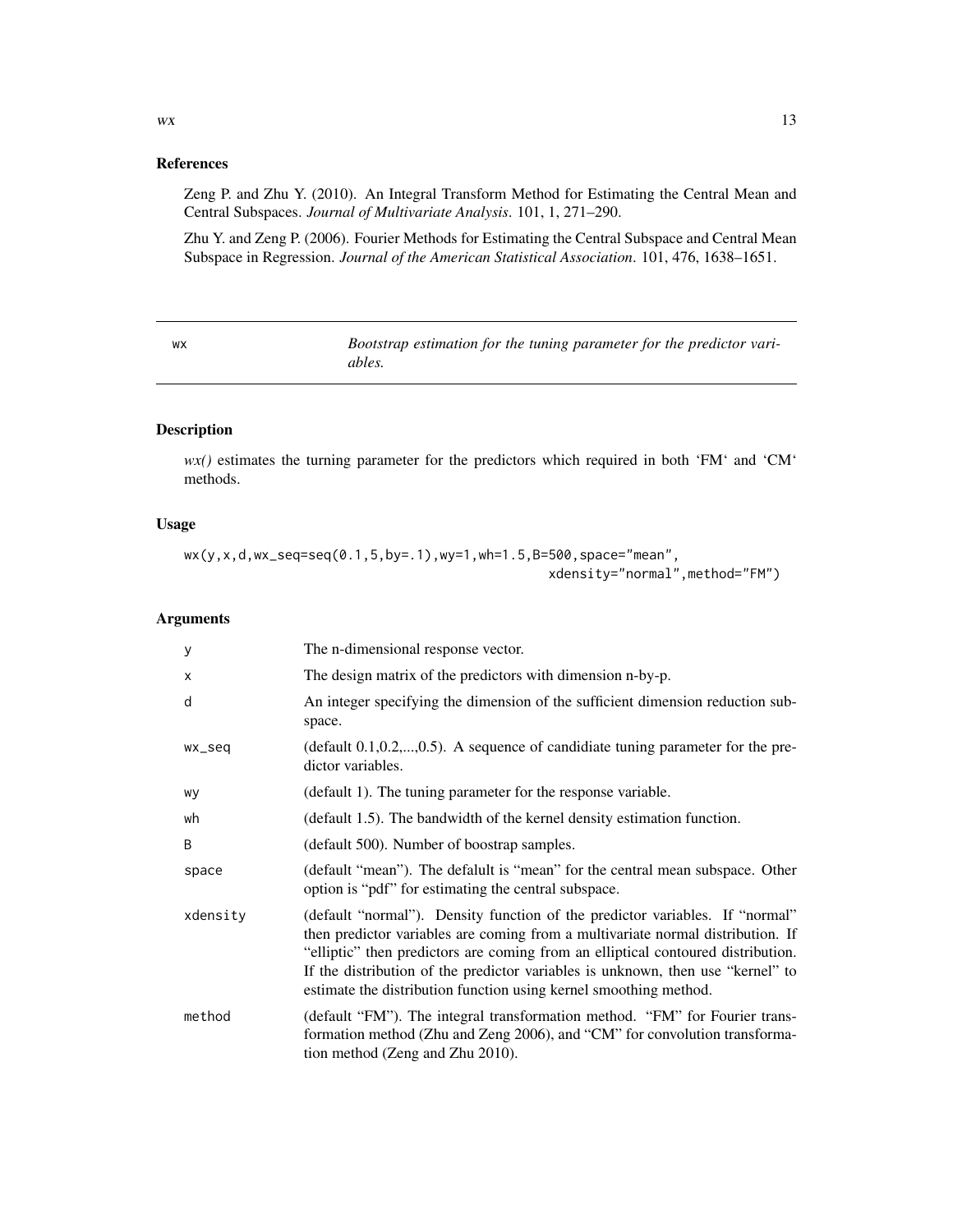## References

Zeng P. and Zhu Y. (2010). An Integral Transform Method for Estimating the Central Mean and Central Subspaces. *Journal of Multivariate Analysis*. 101, 1, 271–290.

Zhu Y. and Zeng P. (2006). Fourier Methods for Estimating the Central Subspace and Central Mean Subspace in Regression. *Journal of the American Statistical Association*. 101, 476, 1638–1651.

---

# wx — *Bootstrap estimation for the tuning parameter for the predictor variables.*

---

## Description

*wx()* estimates the turning parameter for the predictors which required in both 'FM' and 'CM' methods.

## Usage

```
wx(y,x,d,wx_seq=seq(0.1,5,by=.1),wy=1,wh=1.5,B=500,space="mean",
                                                  xdensity="normal",method="FM")
```

## Arguments

| | |
|---|---|
| y | The n-dimensional response vector. |
| x | The design matrix of the predictors with dimension n-by-p. |
| d | An integer specifying the dimension of the sufficient dimension reduction subspace. |
| wx_seq | (default 0.1,0.2,...,0.5). A sequence of candidiate tuning parameter for the predictor variables. |
| wy | (default 1). The tuning parameter for the response variable. |
| wh | (default 1.5). The bandwidth of the kernel density estimation function. |
| B | (default 500). Number of boostrap samples. |
| space | (default "mean"). The defalult is "mean" for the central mean subspace. Other option is "pdf" for estimating the central subspace. |
| xdensity | (default "normal"). Density function of the predictor variables. If "normal" then predictor variables are coming from a multivariate normal distribution. If "elliptic" then predictors are coming from an elliptical contoured distribution. If the distribution of the predictor variables is unknown, then use "kernel" to estimate the distribution function using kernel smoothing method. |
| method | (default "FM"). The integral transformation method. "FM" for Fourier transformation method (Zhu and Zeng 2006), and "CM" for convolution transformation method (Zeng and Zhu 2010). |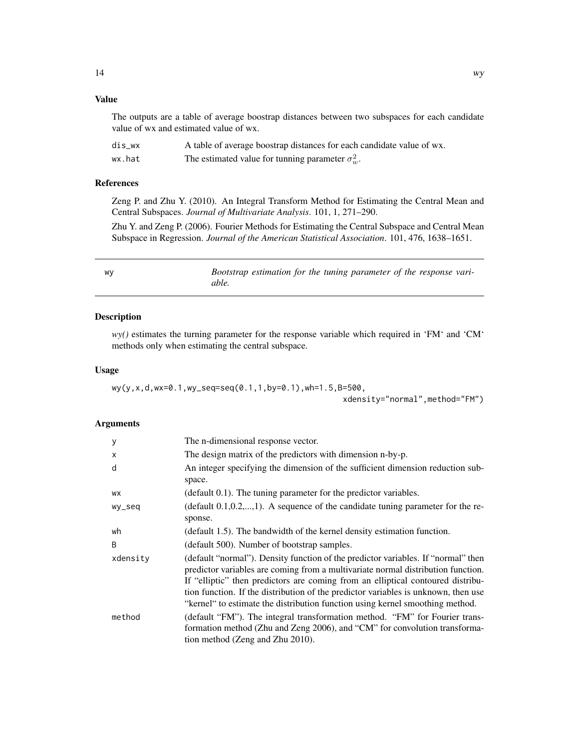### Value

The outputs are a table of average boostrap distances between two subspaces for each candidate value of wx and estimated value of wx.

| | |
|---|---|
| dis_wx | A table of average boostrap distances for each candidate value of wx. |
| wx.hat | The estimated value for tunning parameter $\sigma_w^2$. |

### References

Zeng P. and Zhu Y. (2010). An Integral Transform Method for Estimating the Central Mean and Central Subspaces. *Journal of Multivariate Analysis*. 101, 1, 271–290.

Zhu Y. and Zeng P. (2006). Fourier Methods for Estimating the Central Subspace and Central Mean Subspace in Regression. *Journal of the American Statistical Association*. 101, 476, 1638–1651.

---

## wy — *Bootstrap estimation for the tuning parameter of the response variable.*

---

### Description

*wy()* estimates the turning parameter for the response variable which required in 'FM' and 'CM' methods only when estimating the central subspace.

### Usage

```
wy(y,x,d,wx=0.1,wy_seq=seq(0.1,1,by=0.1),wh=1.5,B=500,
                                                    xdensity="normal",method="FM")
```

### Arguments

| | |
|---|---|
| y | The n-dimensional response vector. |
| x | The design matrix of the predictors with dimension n-by-p. |
| d | An integer specifying the dimension of the sufficient dimension reduction subspace. |
| wx | (default 0.1). The tuning parameter for the predictor variables. |
| wy_seq | (default 0.1,0.2,...,1). A sequence of the candidate tuning parameter for the response. |
| wh | (default 1.5). The bandwidth of the kernel density estimation function. |
| B | (default 500). Number of bootstrap samples. |
| xdensity | (default "normal"). Density function of the predictor variables. If "normal" then predictor variables are coming from a multivariate normal distribution function. If "elliptic" then predictors are coming from an elliptical contoured distribution function. If the distribution of the predictor variables is unknown, then use "kernel" to estimate the distribution function using kernel smoothing method. |
| method | (default "FM"). The integral transformation method. "FM" for Fourier transformation method (Zhu and Zeng 2006), and "CM" for convolution transformation method (Zeng and Zhu 2010). |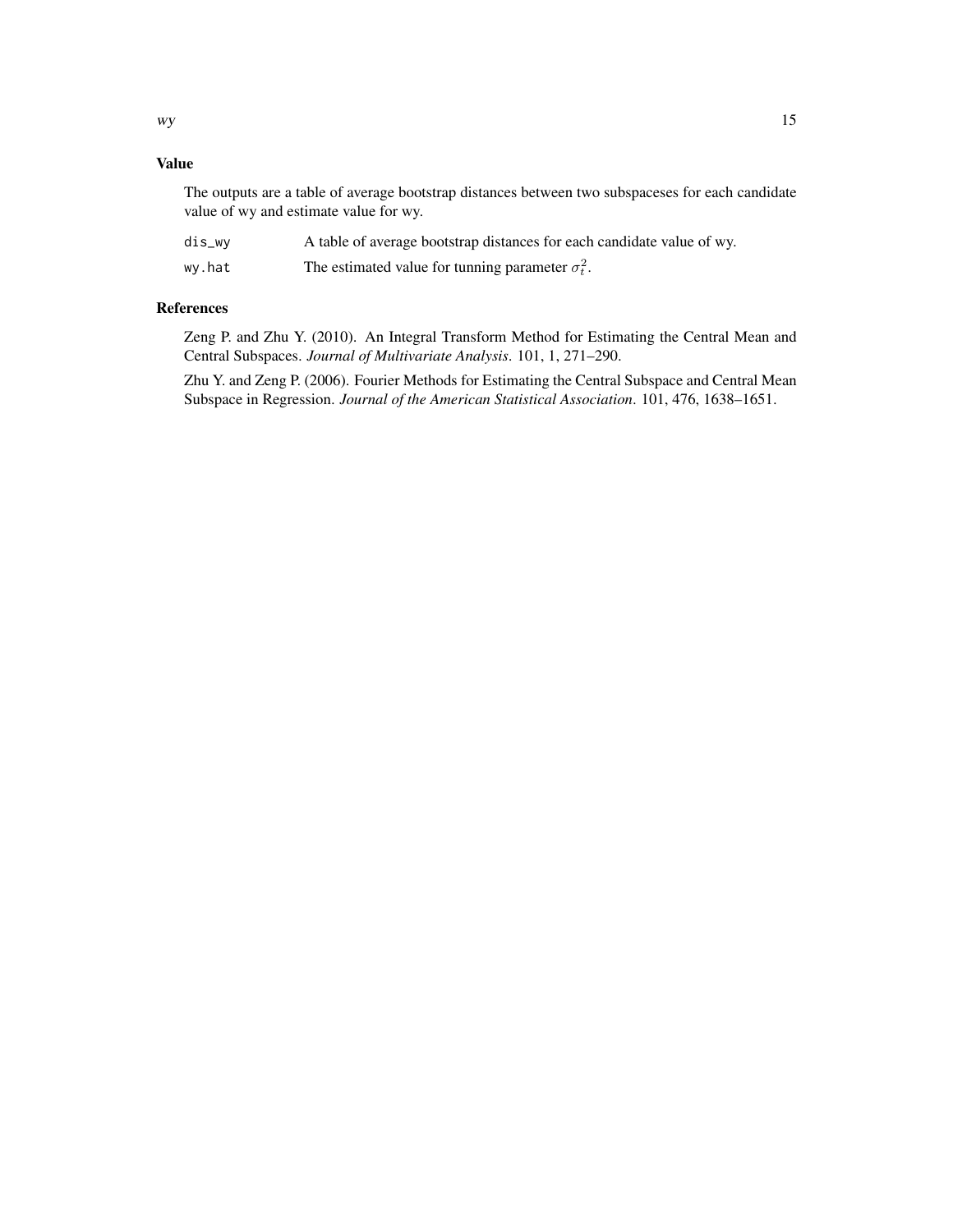## Value

The outputs are a table of average bootstrap distances between two subspaceses for each candidate value of wy and estimate value for wy.

- `dis_wy` A table of average bootstrap distances for each candidate value of wy.
- `wy.hat` The estimated value for tunning parameter $\sigma_t^2$.

## References

Zeng P. and Zhu Y. (2010). An Integral Transform Method for Estimating the Central Mean and Central Subspaces. *Journal of Multivariate Analysis*. 101, 1, 271–290.

Zhu Y. and Zeng P. (2006). Fourier Methods for Estimating the Central Subspace and Central Mean Subspace in Regression. *Journal of the American Statistical Association*. 101, 476, 1638–1651.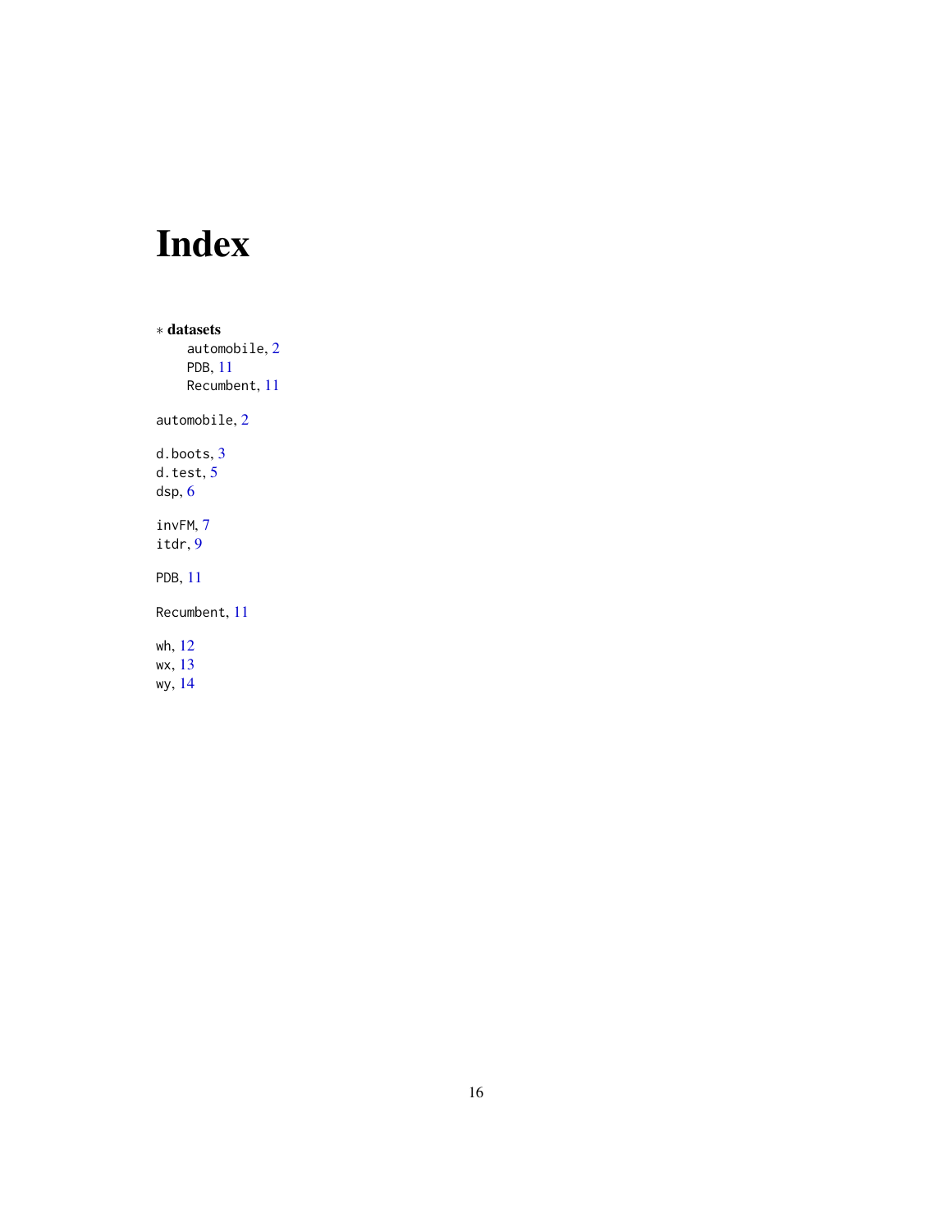# Index

∗ **datasets**
    automobile, 2
    PDB, 11
    Recumbent, 11

automobile, 2

d.boots, 3
d.test, 5
dsp, 6

invFM, 7
itdr, 9

PDB, 11

Recumbent, 11

wh, 12
wx, 13
wy, 14